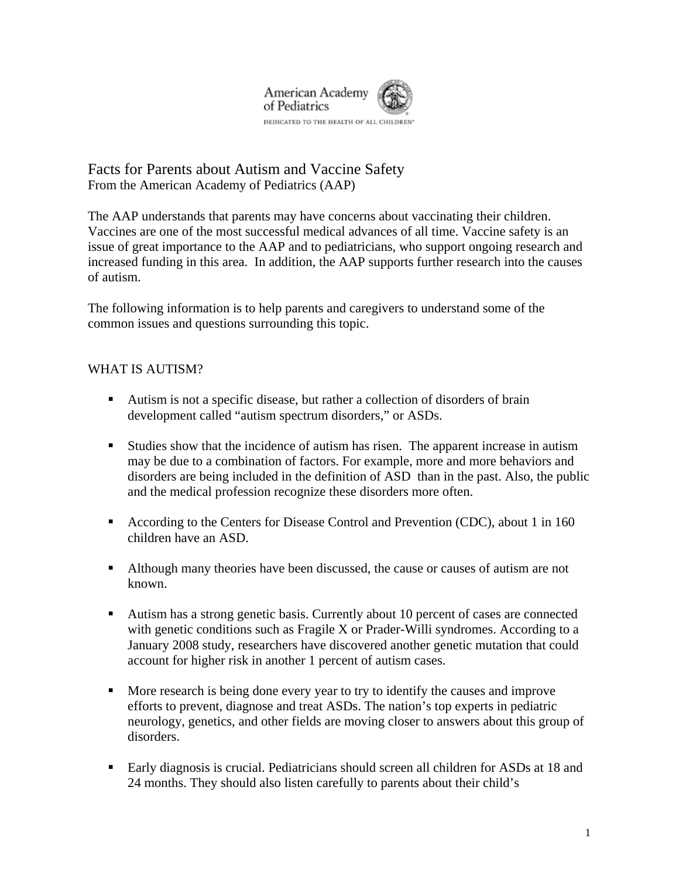American Academy of Pediatrics

DEDICATED TO THE HEALTH OF ALL CHILDREN

# Facts for Parents about Autism and Vaccine Safety

From the American Academy of Pediatrics (AAP)

The AAP understands that parents may have concerns about vaccinating their children. Vaccines are one of the most successful medical advances of all time. Vaccine safety is an issue of great importance to the AAP and to pediatricians, who support ongoing research and increased funding in this area. In addition, the AAP supports further research into the causes of autism.

The following information is to help parents and caregivers to understand some of the common issues and questions surrounding this topic.

## WHAT IS AUTISM?

- Autism is not a specific disease, but rather a collection of disorders of brain development called "autism spectrum disorders," or ASDs.
- Studies show that the incidence of autism has risen. The apparent increase in autism may be due to a combination of factors. For example, more and more behaviors and disorders are being included in the definition of ASD than in the past. Also, the public and the medical profession recognize these disorders more often.
- According to the Centers for Disease Control and Prevention (CDC), about 1 in 160 children have an ASD.
- Although many theories have been discussed, the cause or causes of autism are not known.
- Autism has a strong genetic basis. Currently about 10 percent of cases are connected with genetic conditions such as Fragile X or Prader-Willi syndromes. According to a January 2008 study, researchers have discovered another genetic mutation that could account for higher risk in another 1 percent of autism cases.
- More research is being done every year to try to identify the causes and improve efforts to prevent, diagnose and treat ASDs. The nation's top experts in pediatric neurology, genetics, and other fields are moving closer to answers about this group of disorders.
- Early diagnosis is crucial. Pediatricians should screen all children for ASDs at 18 and 24 months. They should also listen carefully to parents about their child's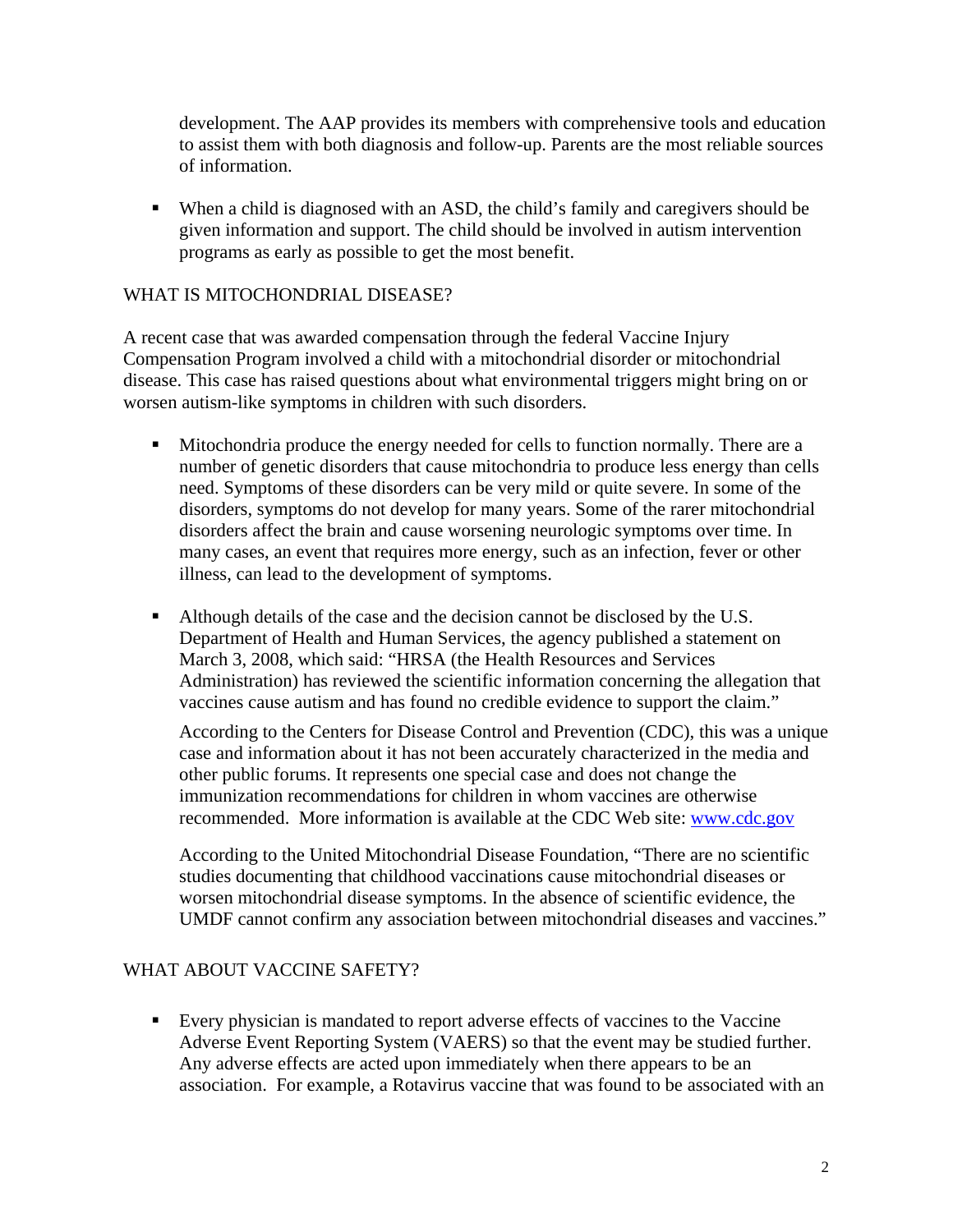development. The AAP provides its members with comprehensive tools and education to assist them with both diagnosis and follow-up. Parents are the most reliable sources of information.

- When a child is diagnosed with an ASD, the child's family and caregivers should be given information and support. The child should be involved in autism intervention programs as early as possible to get the most benefit.

## WHAT IS MITOCHONDRIAL DISEASE?

A recent case that was awarded compensation through the federal Vaccine Injury Compensation Program involved a child with a mitochondrial disorder or mitochondrial disease. This case has raised questions about what environmental triggers might bring on or worsen autism-like symptoms in children with such disorders.

- Mitochondria produce the energy needed for cells to function normally. There are a number of genetic disorders that cause mitochondria to produce less energy than cells need. Symptoms of these disorders can be very mild or quite severe. In some of the disorders, symptoms do not develop for many years. Some of the rarer mitochondrial disorders affect the brain and cause worsening neurologic symptoms over time. In many cases, an event that requires more energy, such as an infection, fever or other illness, can lead to the development of symptoms.

- Although details of the case and the decision cannot be disclosed by the U.S. Department of Health and Human Services, the agency published a statement on March 3, 2008, which said: "HRSA (the Health Resources and Services Administration) has reviewed the scientific information concerning the allegation that vaccines cause autism and has found no credible evidence to support the claim."

  According to the Centers for Disease Control and Prevention (CDC), this was a unique case and information about it has not been accurately characterized in the media and other public forums. It represents one special case and does not change the immunization recommendations for children in whom vaccines are otherwise recommended. More information is available at the CDC Web site: www.cdc.gov

  According to the United Mitochondrial Disease Foundation, "There are no scientific studies documenting that childhood vaccinations cause mitochondrial diseases or worsen mitochondrial disease symptoms. In the absence of scientific evidence, the UMDF cannot confirm any association between mitochondrial diseases and vaccines."

## WHAT ABOUT VACCINE SAFETY?

- Every physician is mandated to report adverse effects of vaccines to the Vaccine Adverse Event Reporting System (VAERS) so that the event may be studied further. Any adverse effects are acted upon immediately when there appears to be an association. For example, a Rotavirus vaccine that was found to be associated with an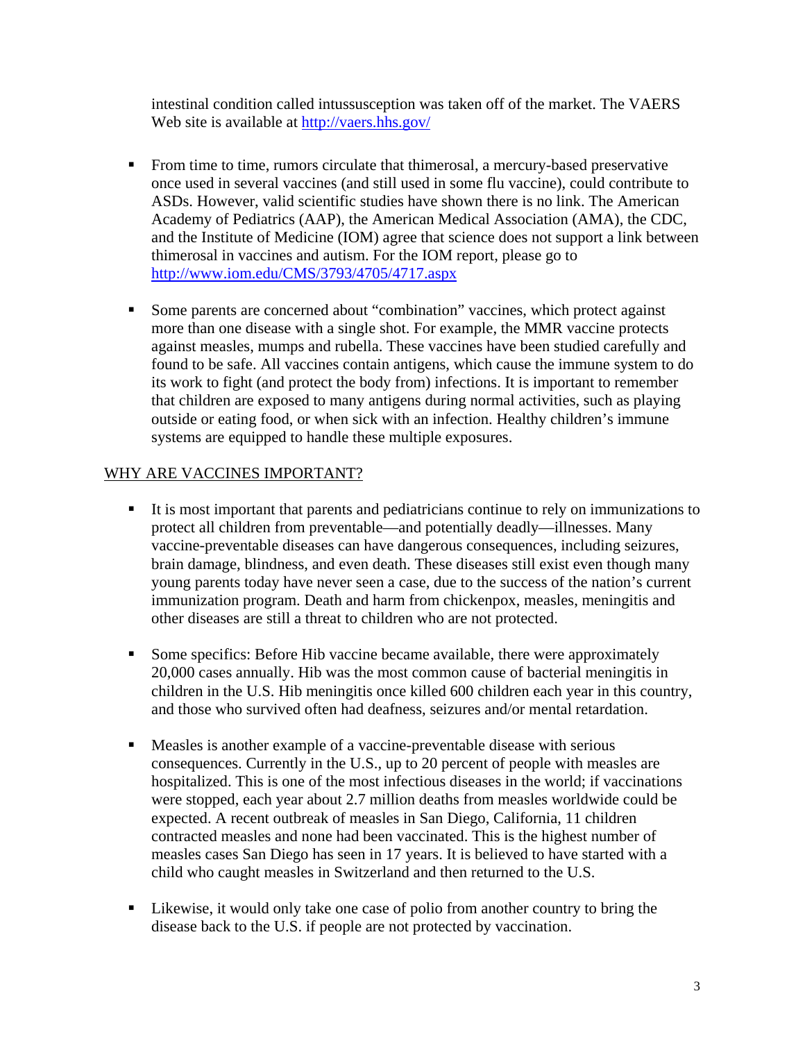intestinal condition called intussusception was taken off of the market. The VAERS Web site is available at http://vaers.hhs.gov/

- From time to time, rumors circulate that thimerosal, a mercury-based preservative once used in several vaccines (and still used in some flu vaccine), could contribute to ASDs. However, valid scientific studies have shown there is no link. The American Academy of Pediatrics (AAP), the American Medical Association (AMA), the CDC, and the Institute of Medicine (IOM) agree that science does not support a link between thimerosal in vaccines and autism. For the IOM report, please go to http://www.iom.edu/CMS/3793/4705/4717.aspx

- Some parents are concerned about "combination" vaccines, which protect against more than one disease with a single shot. For example, the MMR vaccine protects against measles, mumps and rubella. These vaccines have been studied carefully and found to be safe. All vaccines contain antigens, which cause the immune system to do its work to fight (and protect the body from) infections. It is important to remember that children are exposed to many antigens during normal activities, such as playing outside or eating food, or when sick with an infection. Healthy children's immune systems are equipped to handle these multiple exposures.

## WHY ARE VACCINES IMPORTANT?

- It is most important that parents and pediatricians continue to rely on immunizations to protect all children from preventable—and potentially deadly—illnesses. Many vaccine-preventable diseases can have dangerous consequences, including seizures, brain damage, blindness, and even death. These diseases still exist even though many young parents today have never seen a case, due to the success of the nation's current immunization program. Death and harm from chickenpox, measles, meningitis and other diseases are still a threat to children who are not protected.

- Some specifics: Before Hib vaccine became available, there were approximately 20,000 cases annually. Hib was the most common cause of bacterial meningitis in children in the U.S. Hib meningitis once killed 600 children each year in this country, and those who survived often had deafness, seizures and/or mental retardation.

- Measles is another example of a vaccine-preventable disease with serious consequences. Currently in the U.S., up to 20 percent of people with measles are hospitalized. This is one of the most infectious diseases in the world; if vaccinations were stopped, each year about 2.7 million deaths from measles worldwide could be expected. A recent outbreak of measles in San Diego, California, 11 children contracted measles and none had been vaccinated. This is the highest number of measles cases San Diego has seen in 17 years. It is believed to have started with a child who caught measles in Switzerland and then returned to the U.S.

- Likewise, it would only take one case of polio from another country to bring the disease back to the U.S. if people are not protected by vaccination.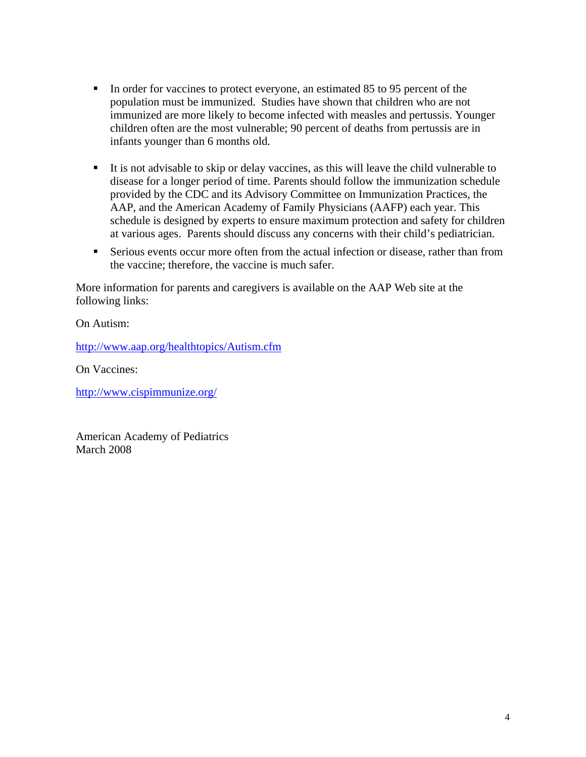- In order for vaccines to protect everyone, an estimated 85 to 95 percent of the population must be immunized. Studies have shown that children who are not immunized are more likely to become infected with measles and pertussis. Younger children often are the most vulnerable; 90 percent of deaths from pertussis are in infants younger than 6 months old.

- It is not advisable to skip or delay vaccines, as this will leave the child vulnerable to disease for a longer period of time. Parents should follow the immunization schedule provided by the CDC and its Advisory Committee on Immunization Practices, the AAP, and the American Academy of Family Physicians (AAFP) each year. This schedule is designed by experts to ensure maximum protection and safety for children at various ages. Parents should discuss any concerns with their child's pediatrician.
- Serious events occur more often from the actual infection or disease, rather than from the vaccine; therefore, the vaccine is much safer.

More information for parents and caregivers is available on the AAP Web site at the following links:

On Autism:

http://www.aap.org/healthtopics/Autism.cfm

On Vaccines:

http://www.cispimmunize.org/

American Academy of Pediatrics
March 2008